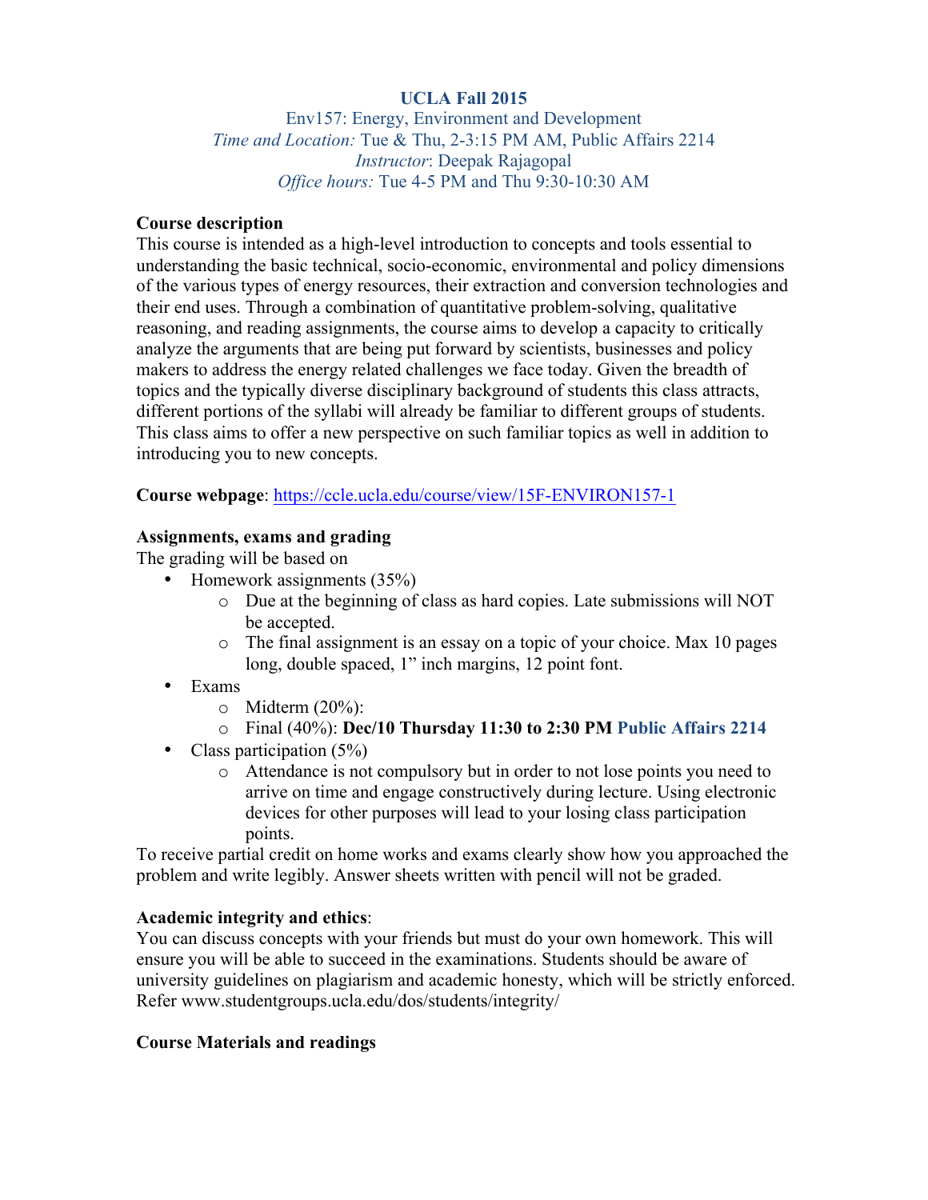**UCLA Fall 2015**

Env157: Energy, Environment and Development

*Time and Location:* Tue & Thu, 2-3:15 PM AM, Public Affairs 2214

*Instructor*: Deepak Rajagopal

*Office hours:* Tue 4-5 PM and Thu 9:30-10:30 AM

**Course description**

This course is intended as a high-level introduction to concepts and tools essential to understanding the basic technical, socio-economic, environmental and policy dimensions of the various types of energy resources, their extraction and conversion technologies and their end uses. Through a combination of quantitative problem-solving, qualitative reasoning, and reading assignments, the course aims to develop a capacity to critically analyze the arguments that are being put forward by scientists, businesses and policy makers to address the energy related challenges we face today. Given the breadth of topics and the typically diverse disciplinary background of students this class attracts, different portions of the syllabi will already be familiar to different groups of students. This class aims to offer a new perspective on such familiar topics as well in addition to introducing you to new concepts.

**Course webpage**: https://ccle.ucla.edu/course/view/15F-ENVIRON157-1

**Assignments, exams and grading**

The grading will be based on

- Homework assignments (35%)
  - Due at the beginning of class as hard copies. Late submissions will NOT be accepted.
  - The final assignment is an essay on a topic of your choice. Max 10 pages long, double spaced, 1" inch margins, 12 point font.
- Exams
  - Midterm (20%):
  - Final (40%): **Dec/10 Thursday 11:30 to 2:30 PM** **Public Affairs 2214**
- Class participation (5%)
  - Attendance is not compulsory but in order to not lose points you need to arrive on time and engage constructively during lecture. Using electronic devices for other purposes will lead to your losing class participation points.

To receive partial credit on home works and exams clearly show how you approached the problem and write legibly. Answer sheets written with pencil will not be graded.

**Academic integrity and ethics**:

You can discuss concepts with your friends but must do your own homework. This will ensure you will be able to succeed in the examinations. Students should be aware of university guidelines on plagiarism and academic honesty, which will be strictly enforced. Refer www.studentgroups.ucla.edu/dos/students/integrity/

**Course Materials and readings**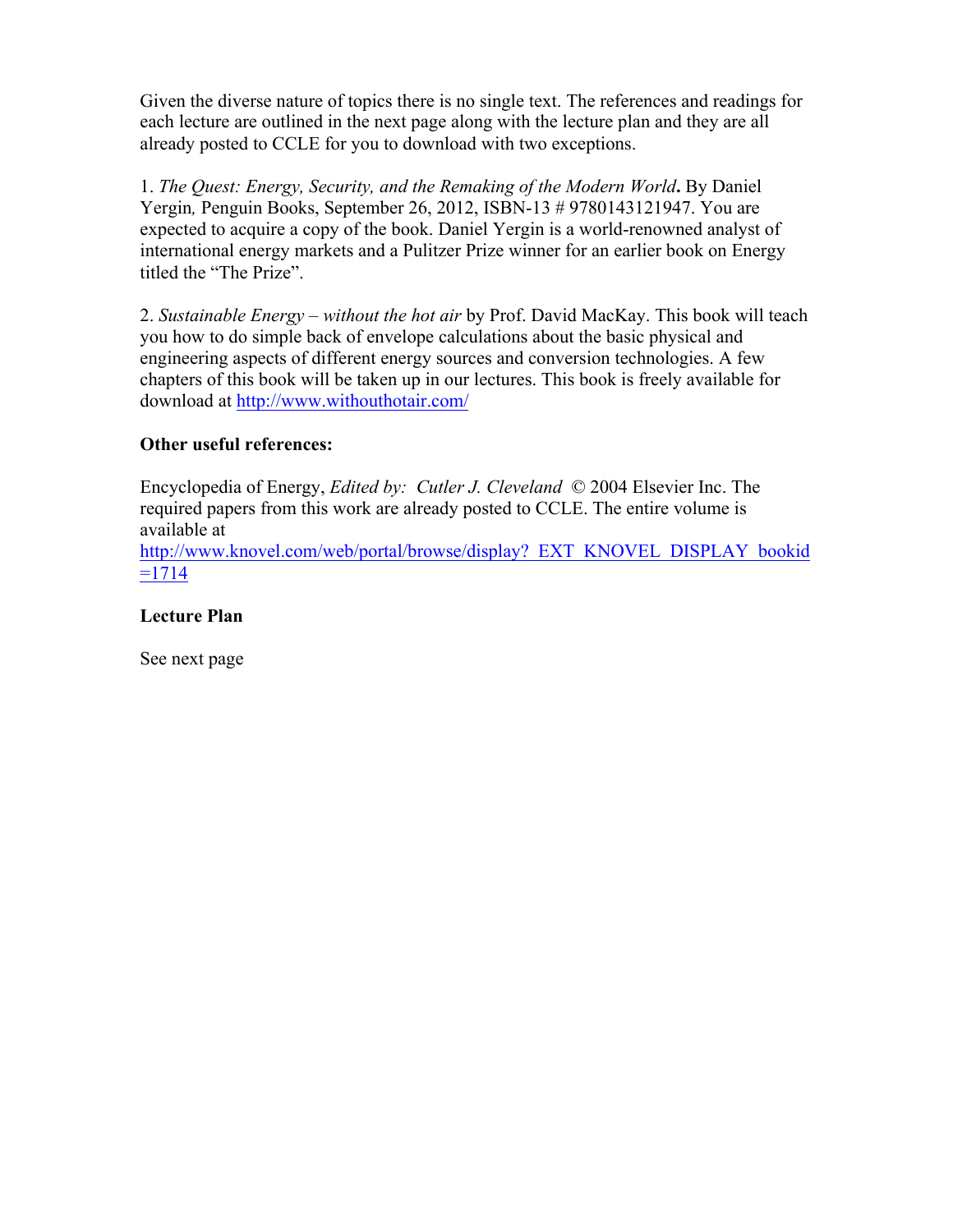Given the diverse nature of topics there is no single text. The references and readings for each lecture are outlined in the next page along with the lecture plan and they are all already posted to CCLE for you to download with two exceptions.

1. *The Quest: Energy, Security, and the Remaking of the Modern World***.** By Daniel Yergin*,* Penguin Books, September 26, 2012, ISBN-13 # 9780143121947. You are expected to acquire a copy of the book. Daniel Yergin is a world-renowned analyst of international energy markets and a Pulitzer Prize winner for an earlier book on Energy titled the "The Prize".

2. *Sustainable Energy – without the hot air* by Prof. David MacKay. This book will teach you how to do simple back of envelope calculations about the basic physical and engineering aspects of different energy sources and conversion technologies. A few chapters of this book will be taken up in our lectures. This book is freely available for download at http://www.withouthotair.com/

**Other useful references:**

Encyclopedia of Energy, *Edited by: Cutler J. Cleveland* © 2004 Elsevier Inc. The required papers from this work are already posted to CCLE. The entire volume is available at
http://www.knovel.com/web/portal/browse/display?_EXT_KNOVEL_DISPLAY_bookid=1714

**Lecture Plan**

See next page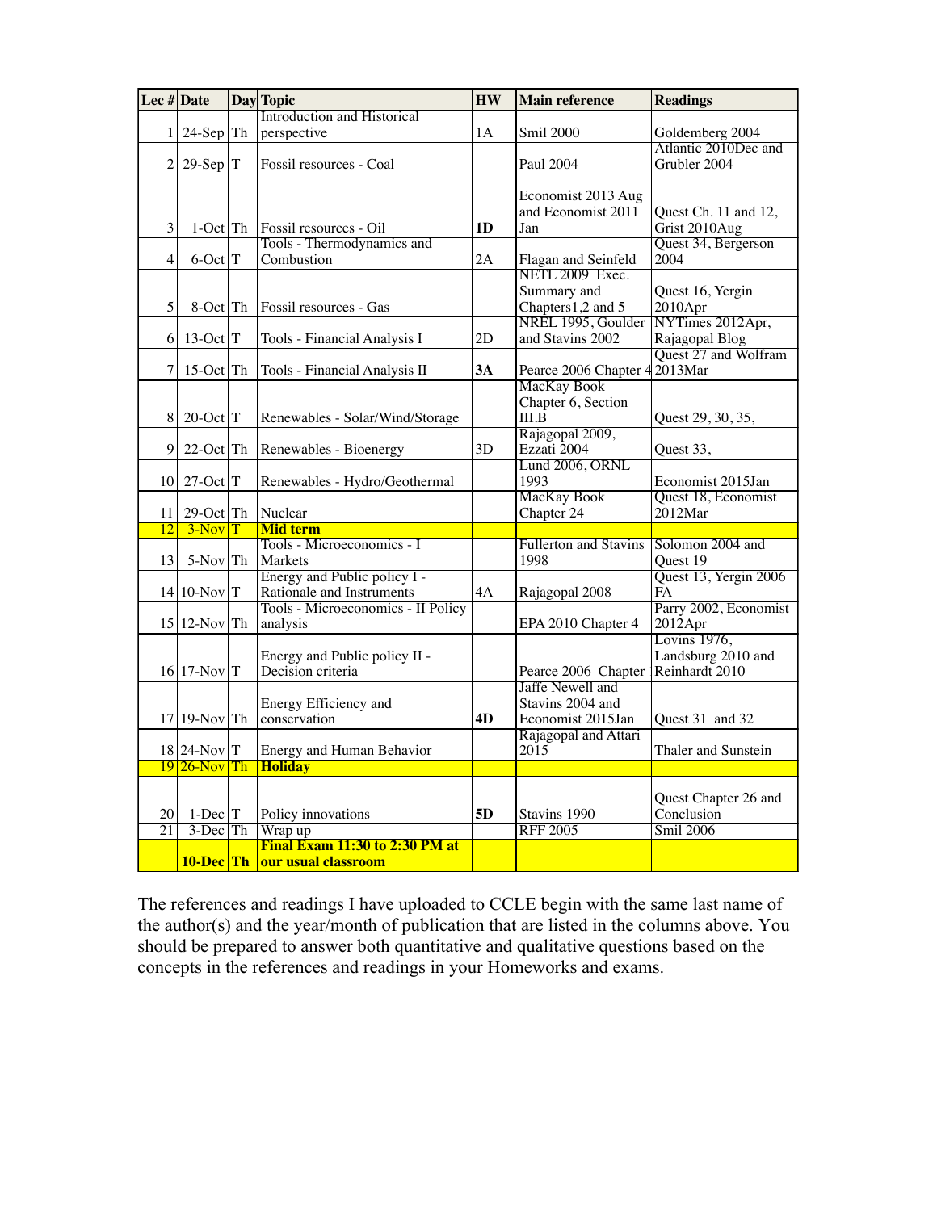| Lec # | Date | Day | Topic | HW | Main reference | Readings |
|---|---|---|---|---|---|---|
| 1 | 24-Sep | Th | Introduction and Historical perspective | 1A | Smil 2000 | Goldemberg 2004 |
| 2 | 29-Sep | T | Fossil resources - Coal | | Paul 2004 | Atlantic 2010Dec and Grubler 2004 |
| 3 | 1-Oct | Th | Fossil resources - Oil | **1D** | Economist 2013 Aug and Economist 2011 Jan | Quest Ch. 11 and 12, Grist 2010Aug |
| 4 | 6-Oct | T | Tools - Thermodynamics and Combustion | 2A | Flagan and Seinfeld | Quest 34, Bergerson 2004 |
| 5 | 8-Oct | Th | Fossil resources - Gas | | NETL 2009 Exec. Summary and Chapters1,2 and 5 | Quest 16, Yergin 2010Apr |
| 6 | 13-Oct | T | Tools - Financial Analysis I | 2D | NREL 1995, Goulder and Stavins 2002 | NYTimes 2012Apr, Rajagopal Blog |
| 7 | 15-Oct | Th | Tools - Financial Analysis II | **3A** | Pearce 2006 Chapter 4 | Quest 27 and Wolfram 2013Mar |
| 8 | 20-Oct | T | Renewables - Solar/Wind/Storage | | MacKay Book Chapter 6, Section III.B | Quest 29, 30, 35, |
| 9 | 22-Oct | Th | Renewables - Bioenergy | 3D | Rajagopal 2009, Ezzati 2004 | Quest 33, |
| 10 | 27-Oct | T | Renewables - Hydro/Geothermal | | Lund 2006, ORNL 1993 | Economist 2015Jan |
| 11 | 29-Oct | Th | Nuclear | | MacKay Book Chapter 24 | Quest 18, Economist 2012Mar |
| 12 | 3-Nov | T | **Mid term** | | | |
| 13 | 5-Nov | Th | Tools - Microeconomics - I Markets | | Fullerton and Stavins 1998 | Solomon 2004 and Quest 19 |
| 14 | 10-Nov | T | Energy and Public policy I - Rationale and Instruments | 4A | Rajagopal 2008 | Quest 13, Yergin 2006 FA |
| 15 | 12-Nov | Th | Tools - Microeconomics - II Policy analysis | | EPA 2010 Chapter 4 | Parry 2002, Economist 2012Apr |
| 16 | 17-Nov | T | Energy and Public policy II - Decision criteria | | Pearce 2006 Chapter | Lovins 1976, Landsburg 2010 and Reinhardt 2010 |
| 17 | 19-Nov | Th | Energy Efficiency and conservation | **4D** | Jaffe Newell and Stavins 2004 and Economist 2015Jan | Quest 31 and 32 |
| 18 | 24-Nov | T | Energy and Human Behavior | | Rajagopal and Attari 2015 | Thaler and Sunstein |
| 19 | 26-Nov | Th | **Holiday** | | | |
| 20 | 1-Dec | T | Policy innovations | **5D** | Stavins 1990 | Quest Chapter 26 and Conclusion |
| 21 | 3-Dec | Th | Wrap up | | RFF 2005 | Smil 2006 |
| | **10-Dec** | **Th** | **Final Exam 11:30 to 2:30 PM at our usual classroom** | | | |

The references and readings I have uploaded to CCLE begin with the same last name of the author(s) and the year/month of publication that are listed in the columns above. You should be prepared to answer both quantitative and qualitative questions based on the concepts in the references and readings in your Homeworks and exams.